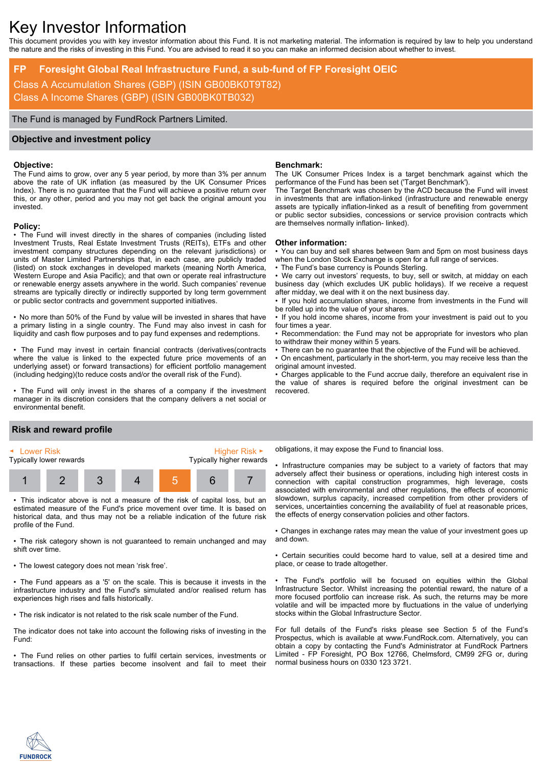# Key Investor Information

This document provides you with key investor information about this Fund. It is not marketing material. The information is required by law to help you understand the nature and the risks of investing in this Fund. You are advised to read it so you can make an informed decision about whether to invest.

## FP Foresight Global Real Infrastructure Fund, a sub-fund of FP Foresight OEIC

Class A Accumulation Shares (GBP) (ISIN GB00BK0T9T82)
Class A Income Shares (GBP) (ISIN GB00BK0TB032)

The Fund is managed by FundRock Partners Limited.

## Objective and investment policy

**Objective:**
The Fund aims to grow, over any 5 year period, by more than 3% per annum above the rate of UK inflation (as measured by the UK Consumer Prices Index). There is no guarantee that the Fund will achieve a positive return over this, or any other, period and you may not get back the original amount you invested.

**Policy:**
- The Fund will invest directly in the shares of companies (including listed Investment Trusts, Real Estate Investment Trusts (REITs), ETFs and other investment company structures depending on the relevant jurisdictions) or units of Master Limited Partnerships that, in each case, are publicly traded (listed) on stock exchanges in developed markets (meaning North America, Western Europe and Asia Pacific); and that own or operate real infrastructure or renewable energy assets anywhere in the world. Such companies' revenue streams are typically directly or indirectly supported by long term government or public sector contracts and government supported initiatives.

- No more than 50% of the Fund by value will be invested in shares that have a primary listing in a single country. The Fund may also invest in cash for liquidity and cash flow purposes and to pay fund expenses and redemptions.

- The Fund may invest in certain financial contracts (derivatives(contracts where the value is linked to the expected future price movements of an underlying asset) or forward transactions) for efficient portfolio management (including hedging)(to reduce costs and/or the overall risk of the Fund).

- The Fund will only invest in the shares of a company if the investment manager in its discretion considers that the company delivers a net social or environmental benefit.

**Benchmark:**
The UK Consumer Prices Index is a target benchmark against which the performance of the Fund has been set ('Target Benchmark').
The Target Benchmark was chosen by the ACD because the Fund will invest in investments that are inflation-linked (infrastructure and renewable energy assets are typically inflation-linked as a result of benefiting from government or public sector subsidies, concessions or service provision contracts which are themselves normally inflation- linked).

**Other information:**
- You can buy and sell shares between 9am and 5pm on most business days when the London Stock Exchange is open for a full range of services.
- The Fund's base currency is Pounds Sterling.
- We carry out investors' requests, to buy, sell or switch, at midday on each business day (which excludes UK public holidays). If we receive a request after midday, we deal with it on the next business day.
- If you hold accumulation shares, income from investments in the Fund will be rolled up into the value of your shares.
- If you hold income shares, income from your investment is paid out to you four times a year.
- Recommendation: the Fund may not be appropriate for investors who plan to withdraw their money within 5 years.
- There can be no guarantee that the objective of the Fund will be achieved.
- On encashment, particularly in the short-term, you may receive less than the original amount invested.
- Charges applicable to the Fund accrue daily, therefore an equivalent rise in the value of shares is required before the original investment can be recovered.

## Risk and reward profile

◄ Lower Risk — Higher Risk ►
Typically lower rewards — Typically higher rewards

| 1 | 2 | 3 | 4 | **5** | 6 | 7 |
|---|---|---|---|---|---|---|

- This indicator above is not a measure of the risk of capital loss, but an estimated measure of the Fund's price movement over time. It is based on historical data, and thus may not be a reliable indication of the future risk profile of the Fund.

- The risk category shown is not guaranteed to remain unchanged and may shift over time.

- The lowest category does not mean 'risk free'.

- The Fund appears as a '5' on the scale. This is because it invests in the infrastructure industry and the Fund's simulated and/or realised return has experiences high rises and falls historically.

- The risk indicator is not related to the risk scale number of the Fund.

The indicator does not take into account the following risks of investing in the Fund:

- The Fund relies on other parties to fulfil certain services, investments or transactions. If these parties become insolvent and fail to meet their obligations, it may expose the Fund to financial loss.

- Infrastructure companies may be subject to a variety of factors that may adversely affect their business or operations, including high interest costs in connection with capital construction programmes, high leverage, costs associated with environmental and other regulations, the effects of economic slowdown, surplus capacity, increased competition from other providers of services, uncertainties concerning the availability of fuel at reasonable prices, the effects of energy conservation policies and other factors.

- Changes in exchange rates may mean the value of your investment goes up and down.

- Certain securities could become hard to value, sell at a desired time and place, or cease to trade altogether.

- The Fund's portfolio will be focused on equities within the Global Infrastructure Sector. Whilst increasing the potential reward, the nature of a more focused portfolio can increase risk. As such, the returns may be more volatile and will be impacted more by fluctuations in the value of underlying stocks within the Global Infrastructure Sector.

For full details of the Fund's risks please see Section 5 of the Fund's Prospectus, which is available at www.FundRock.com. Alternatively, you can obtain a copy by contacting the Fund's Administrator at FundRock Partners Limited - FP Foresight, PO Box 12766, Chelmsford, CM99 2FG or, during normal business hours on 0330 123 3721.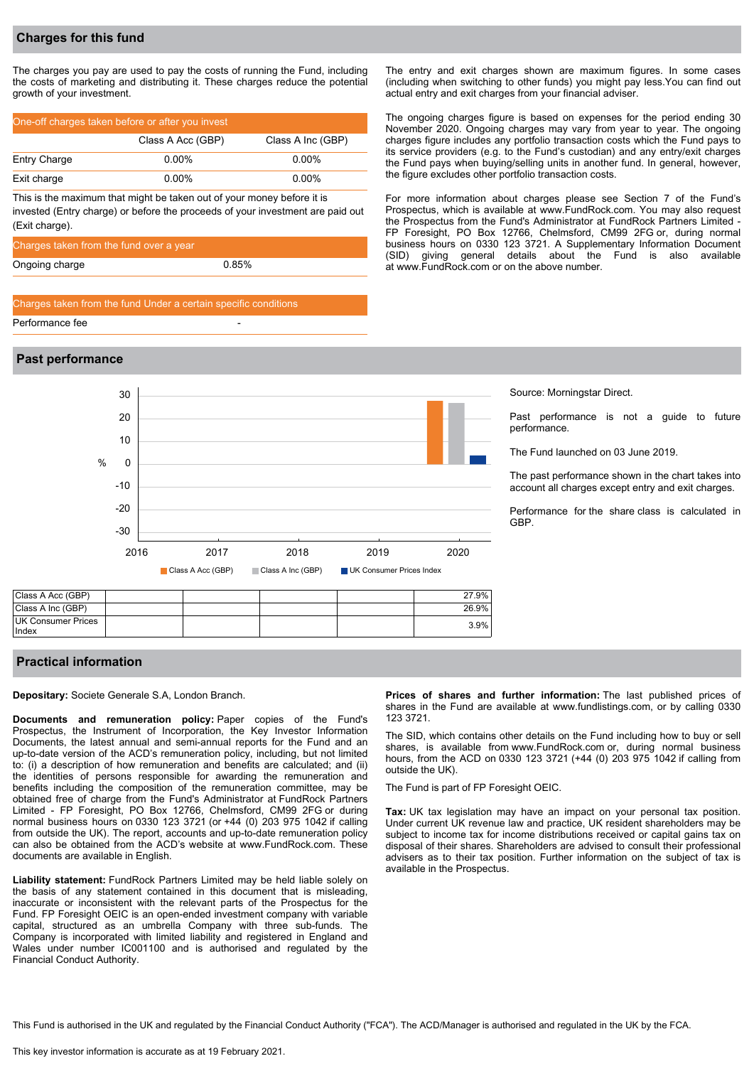## Charges for this fund

The charges you pay are used to pay the costs of running the Fund, including the costs of marketing and distributing it. These charges reduce the potential growth of your investment.

| One-off charges taken before or after you invest | | |
|---|---|---|
| | Class A Acc (GBP) | Class A Inc (GBP) |
| Entry Charge | 0.00% | 0.00% |
| Exit charge | 0.00% | 0.00% |

This is the maximum that might be taken out of your money before it is invested (Entry charge) or before the proceeds of your investment are paid out (Exit charge).

| Charges taken from the fund over a year | |
|---|---|
| Ongoing charge | 0.85% |

| Charges taken from the fund Under a certain specific conditions | |
|---|---|
| Performance fee | - |

The entry and exit charges shown are maximum figures. In some cases (including when switching to other funds) you might pay less.You can find out actual entry and exit charges from your financial adviser.

The ongoing charges figure is based on expenses for the period ending 30 November 2020. Ongoing charges may vary from year to year. The ongoing charges figure includes any portfolio transaction costs which the Fund pays to its service providers (e.g. to the Fund's custodian) and any entry/exit charges the Fund pays when buying/selling units in another fund. In general, however, the figure excludes other portfolio transaction costs.

For more information about charges please see Section 7 of the Fund's Prospectus, which is available at www.FundRock.com. You may also request the Prospectus from the Fund's Administrator at FundRock Partners Limited - FP Foresight, PO Box 12766, Chelmsford, CM99 2FG or, during normal business hours on 0330 123 3721. A Supplementary Information Document (SID) giving general details about the Fund is also available at www.FundRock.com or on the above number.

## Past performance

%
30
20
10
0
-10
-20
-30
2016 2017 2018 2019 2020
Class A Acc (GBP) Class A Inc (GBP) UK Consumer Prices Index

| | | | | | |
|---|---|---|---|---|---|
| Class A Acc (GBP) | | | | | 27.9% |
| Class A Inc (GBP) | | | | | 26.9% |
| UK Consumer Prices Index | | | | | 3.9% |

Source: Morningstar Direct.

Past performance is not a guide to future performance.

The Fund launched on 03 June 2019.

The past performance shown in the chart takes into account all charges except entry and exit charges.

Performance for the share class is calculated in GBP.

## Practical information

**Depositary:** Societe Generale S.A, London Branch.

**Documents and remuneration policy:** Paper copies of the Fund's Prospectus, the Instrument of Incorporation, the Key Investor Information Documents, the latest annual and semi-annual reports for the Fund and an up-to-date version of the ACD's remuneration policy, including, but not limited to: (i) a description of how remuneration and benefits are calculated; and (ii) the identities of persons responsible for awarding the remuneration and benefits including the composition of the remuneration committee, may be obtained free of charge from the Fund's Administrator at FundRock Partners Limited - FP Foresight, PO Box 12766, Chelmsford, CM99 2FG or during normal business hours on 0330 123 3721 (or +44 (0) 203 975 1042 if calling from outside the UK). The report, accounts and up-to-date remuneration policy can also be obtained from the ACD's website at www.FundRock.com. These documents are available in English.

**Liability statement:** FundRock Partners Limited may be held liable solely on the basis of any statement contained in this document that is misleading, inaccurate or inconsistent with the relevant parts of the Prospectus for the Fund. FP Foresight OEIC is an open-ended investment company with variable capital, structured as an umbrella Company with three sub-funds. The Company is incorporated with limited liability and registered in England and Wales under number IC001100 and is authorised and regulated by the Financial Conduct Authority.

**Prices of shares and further information:** The last published prices of shares in the Fund are available at www.fundlistings.com, or by calling 0330 123 3721.

The SID, which contains other details on the Fund including how to buy or sell shares, is available from www.FundRock.com or, during normal business hours, from the ACD on 0330 123 3721 (+44 (0) 203 975 1042 if calling from outside the UK).

The Fund is part of FP Foresight OEIC.

**Tax:** UK tax legislation may have an impact on your personal tax position. Under current UK revenue law and practice, UK resident shareholders may be subject to income tax for income distributions received or capital gains tax on disposal of their shares. Shareholders are advised to consult their professional advisers as to their tax position. Further information on the subject of tax is available in the Prospectus.

This Fund is authorised in the UK and regulated by the Financial Conduct Authority ("FCA"). The ACD/Manager is authorised and regulated in the UK by the FCA.

This key investor information is accurate as at 19 February 2021.